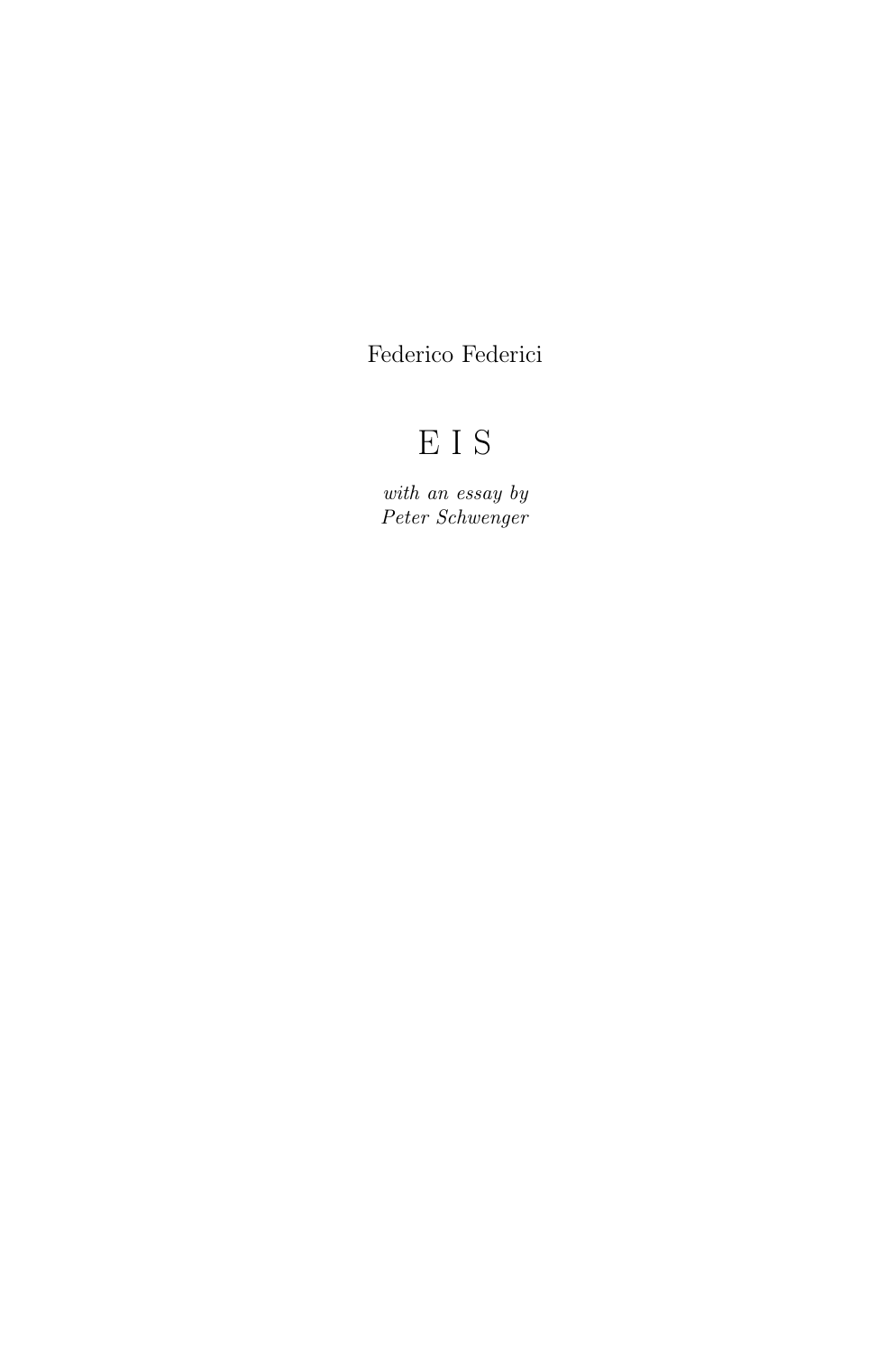Federico Federici

# E I S

*with an essay by*
*Peter Schwenger*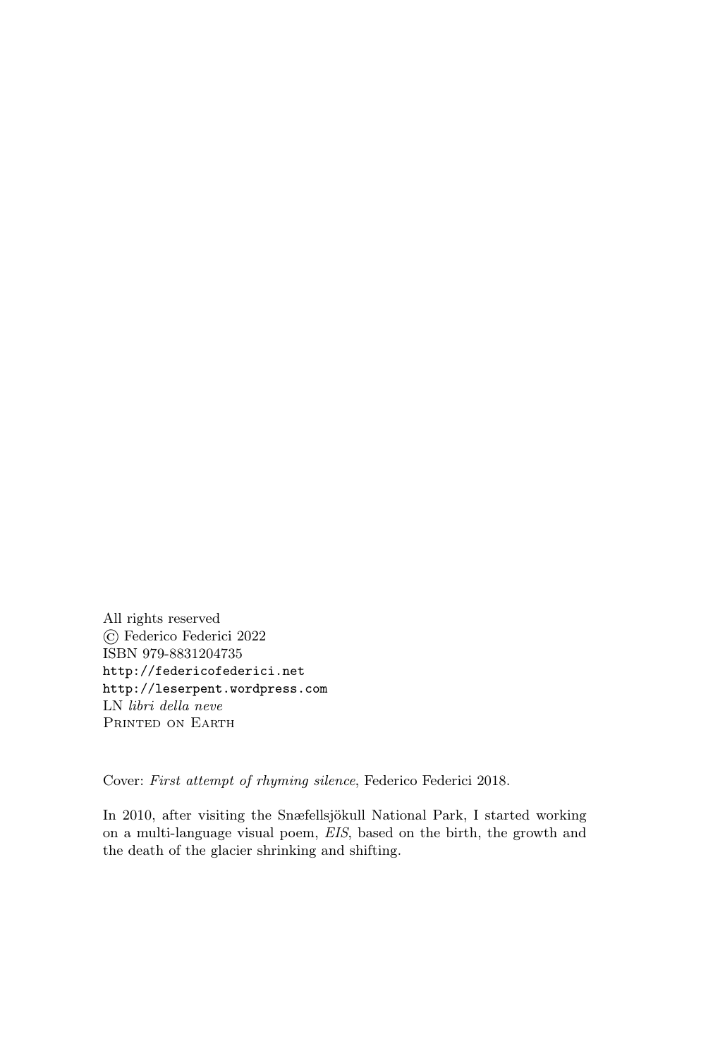All rights reserved
© Federico Federici 2022
ISBN 979-8831204735
`http://federicofederici.net`
`http://leserpent.wordpress.com`
LN *libri della neve*
PRINTED ON EARTH

Cover: *First attempt of rhyming silence*, Federico Federici 2018.

In 2010, after visiting the Snæfellsjökull National Park, I started working on a multi-language visual poem, *EIS*, based on the birth, the growth and the death of the glacier shrinking and shifting.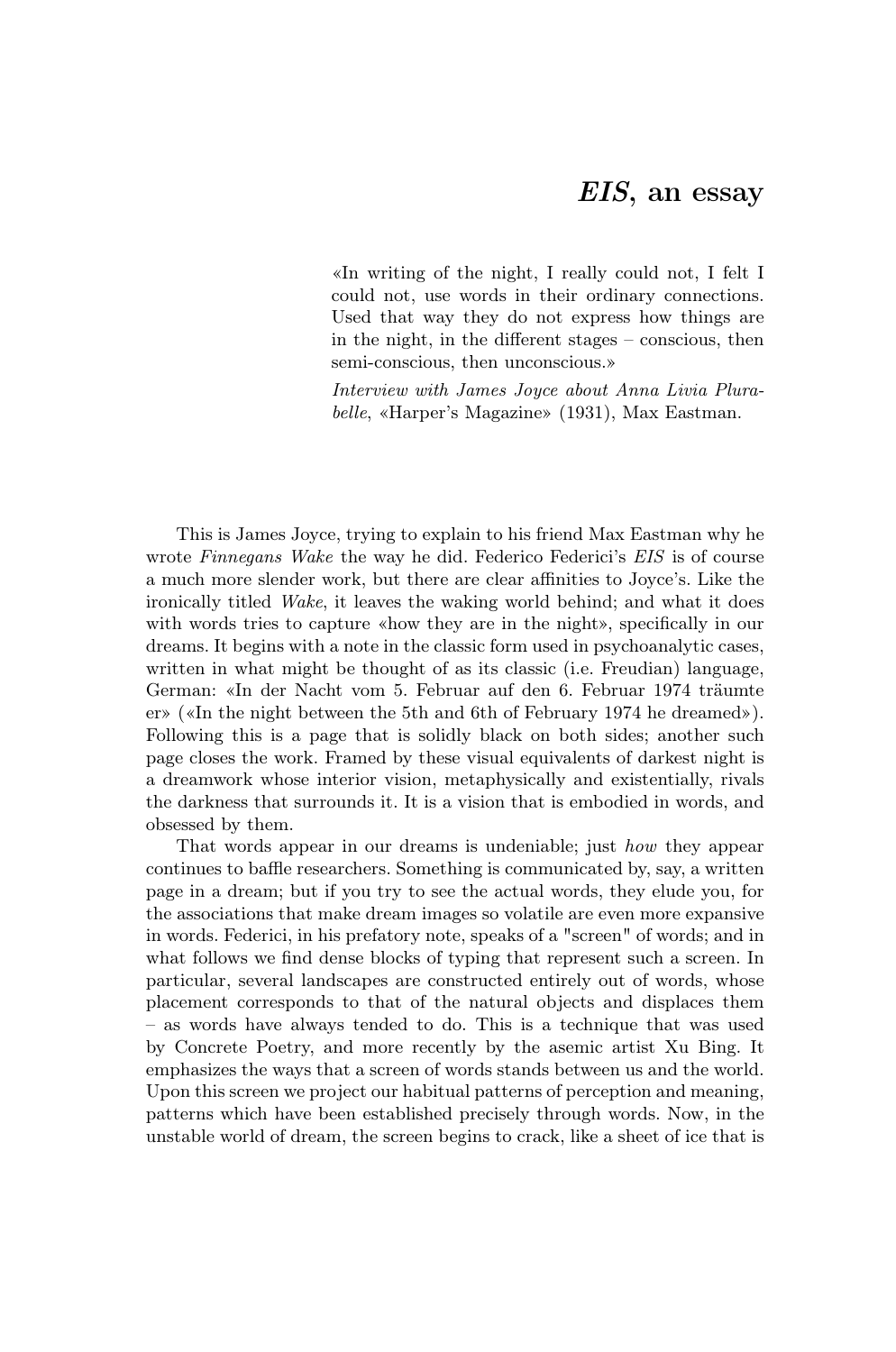# *EIS*, an essay

> «In writing of the night, I really could not, I felt I could not, use words in their ordinary connections. Used that way they do not express how things are in the night, in the different stages – conscious, then semi-conscious, then unconscious.»
>
> *Interview with James Joyce about Anna Livia Plurabelle*, «Harper's Magazine» (1931), Max Eastman.

This is James Joyce, trying to explain to his friend Max Eastman why he wrote *Finnegans Wake* the way he did. Federico Federici's *EIS* is of course a much more slender work, but there are clear affinities to Joyce's. Like the ironically titled *Wake*, it leaves the waking world behind; and what it does with words tries to capture «how they are in the night», specifically in our dreams. It begins with a note in the classic form used in psychoanalytic cases, written in what might be thought of as its classic (i.e. Freudian) language, German: «In der Nacht vom 5. Februar auf den 6. Februar 1974 träumte er» («In the night between the 5th and 6th of February 1974 he dreamed»). Following this is a page that is solidly black on both sides; another such page closes the work. Framed by these visual equivalents of darkest night is a dreamwork whose interior vision, metaphysically and existentially, rivals the darkness that surrounds it. It is a vision that is embodied in words, and obsessed by them.

That words appear in our dreams is undeniable; just *how* they appear continues to baffle researchers. Something is communicated by, say, a written page in a dream; but if you try to see the actual words, they elude you, for the associations that make dream images so volatile are even more expansive in words. Federici, in his prefatory note, speaks of a "screen" of words; and in what follows we find dense blocks of typing that represent such a screen. In particular, several landscapes are constructed entirely out of words, whose placement corresponds to that of the natural objects and displaces them – as words have always tended to do. This is a technique that was used by Concrete Poetry, and more recently by the asemic artist Xu Bing. It emphasizes the ways that a screen of words stands between us and the world. Upon this screen we project our habitual patterns of perception and meaning, patterns which have been established precisely through words. Now, in the unstable world of dream, the screen begins to crack, like a sheet of ice that is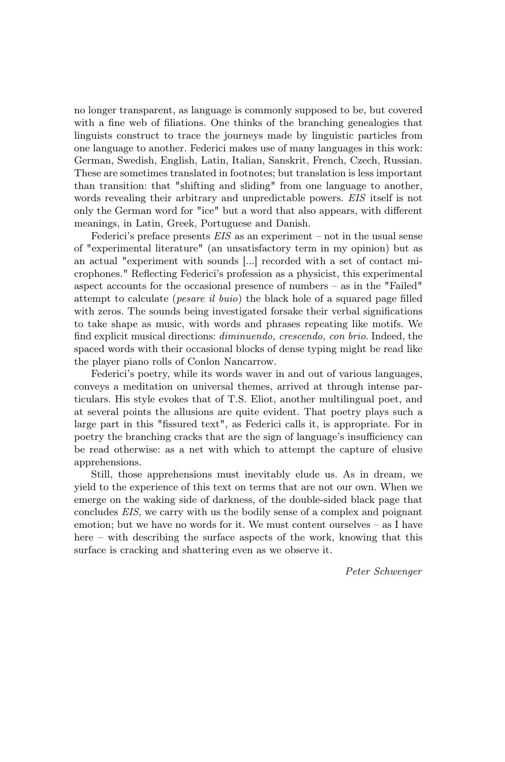no longer transparent, as language is commonly supposed to be, but covered with a fine web of filiations. One thinks of the branching genealogies that linguists construct to trace the journeys made by linguistic particles from one language to another. Federici makes use of many languages in this work: German, Swedish, English, Latin, Italian, Sanskrit, French, Czech, Russian. These are sometimes translated in footnotes; but translation is less important than transition: that "shifting and sliding" from one language to another, words revealing their arbitrary and unpredictable powers. *EIS* itself is not only the German word for "ice" but a word that also appears, with different meanings, in Latin, Greek, Portuguese and Danish.

Federici's preface presents *EIS* as an experiment – not in the usual sense of "experimental literature" (an unsatisfactory term in my opinion) but as an actual "experiment with sounds [...] recorded with a set of contact microphones." Reflecting Federici's profession as a physicist, this experimental aspect accounts for the occasional presence of numbers – as in the "Failed" attempt to calculate (*pesare il buio*) the black hole of a squared page filled with zeros. The sounds being investigated forsake their verbal significations to take shape as music, with words and phrases repeating like motifs. We find explicit musical directions: *diminuendo, crescendo, con brio*. Indeed, the spaced words with their occasional blocks of dense typing might be read like the player piano rolls of Conlon Nancarrow.

Federici's poetry, while its words waver in and out of various languages, conveys a meditation on universal themes, arrived at through intense particulars. His style evokes that of T.S. Eliot, another multilingual poet, and at several points the allusions are quite evident. That poetry plays such a large part in this "fissured text", as Federici calls it, is appropriate. For in poetry the branching cracks that are the sign of language's insufficiency can be read otherwise: as a net with which to attempt the capture of elusive apprehensions.

Still, those apprehensions must inevitably elude us. As in dream, we yield to the experience of this text on terms that are not our own. When we emerge on the waking side of darkness, of the double-sided black page that concludes *EIS*, we carry with us the bodily sense of a complex and poignant emotion; but we have no words for it. We must content ourselves – as I have here – with describing the surface aspects of the work, knowing that this surface is cracking and shattering even as we observe it.

*Peter Schwenger*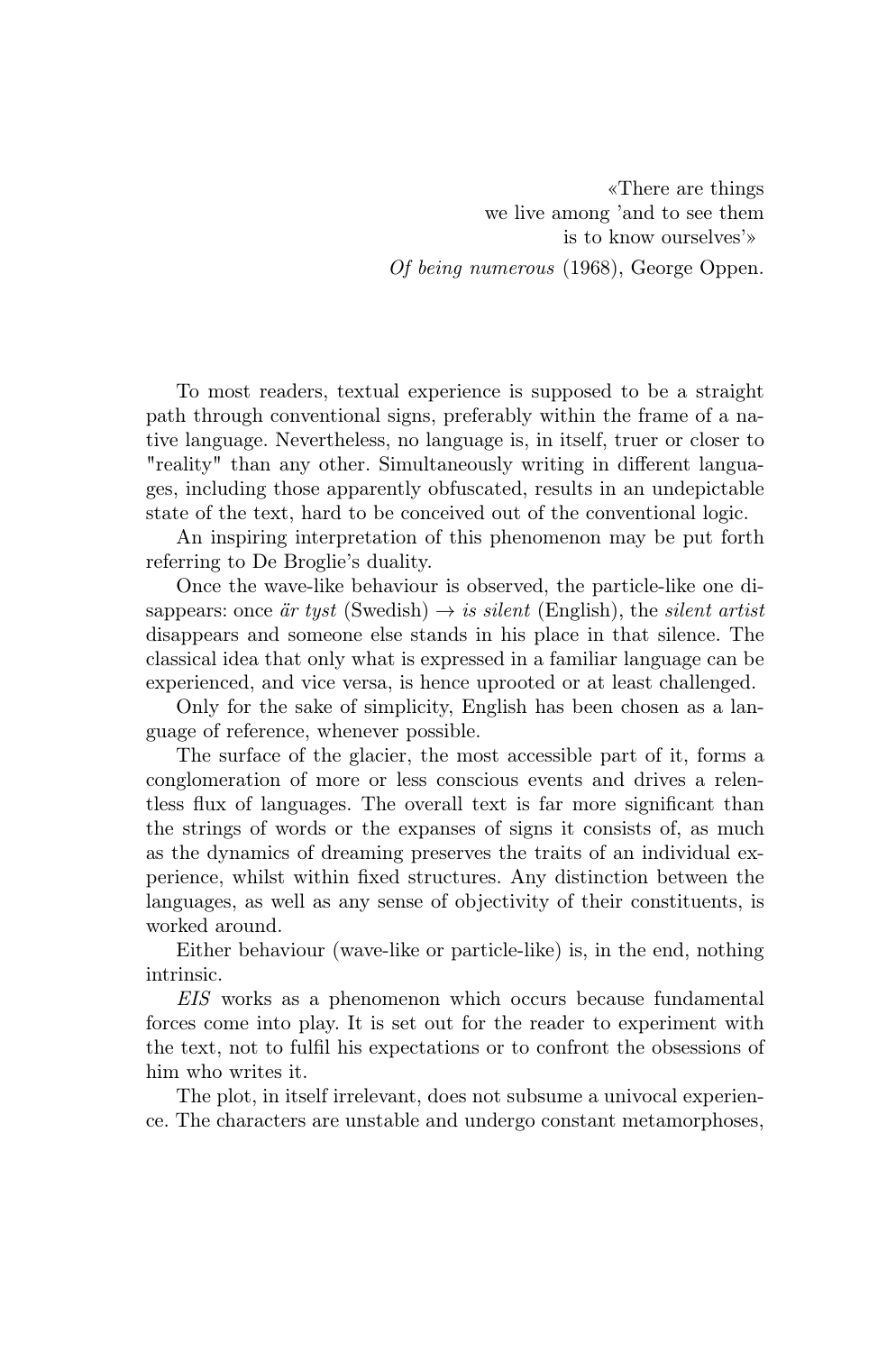«There are things
we live among 'and to see them
is to know ourselves'»

*Of being numerous* (1968), George Oppen.

To most readers, textual experience is supposed to be a straight path through conventional signs, preferably within the frame of a native language. Nevertheless, no language is, in itself, truer or closer to "reality" than any other. Simultaneously writing in different languages, including those apparently obfuscated, results in an undepictable state of the text, hard to be conceived out of the conventional logic.

An inspiring interpretation of this phenomenon may be put forth referring to De Broglie's duality.

Once the wave-like behaviour is observed, the particle-like one disappears: once *är tyst* (Swedish) → *is silent* (English), the *silent artist* disappears and someone else stands in his place in that silence. The classical idea that only what is expressed in a familiar language can be experienced, and vice versa, is hence uprooted or at least challenged.

Only for the sake of simplicity, English has been chosen as a language of reference, whenever possible.

The surface of the glacier, the most accessible part of it, forms a conglomeration of more or less conscious events and drives a relentless flux of languages. The overall text is far more significant than the strings of words or the expanses of signs it consists of, as much as the dynamics of dreaming preserves the traits of an individual experience, whilst within fixed structures. Any distinction between the languages, as well as any sense of objectivity of their constituents, is worked around.

Either behaviour (wave-like or particle-like) is, in the end, nothing intrinsic.

*EIS* works as a phenomenon which occurs because fundamental forces come into play. It is set out for the reader to experiment with the text, not to fulfil his expectations or to confront the obsessions of him who writes it.

The plot, in itself irrelevant, does not subsume a univocal experience. The characters are unstable and undergo constant metamorphoses,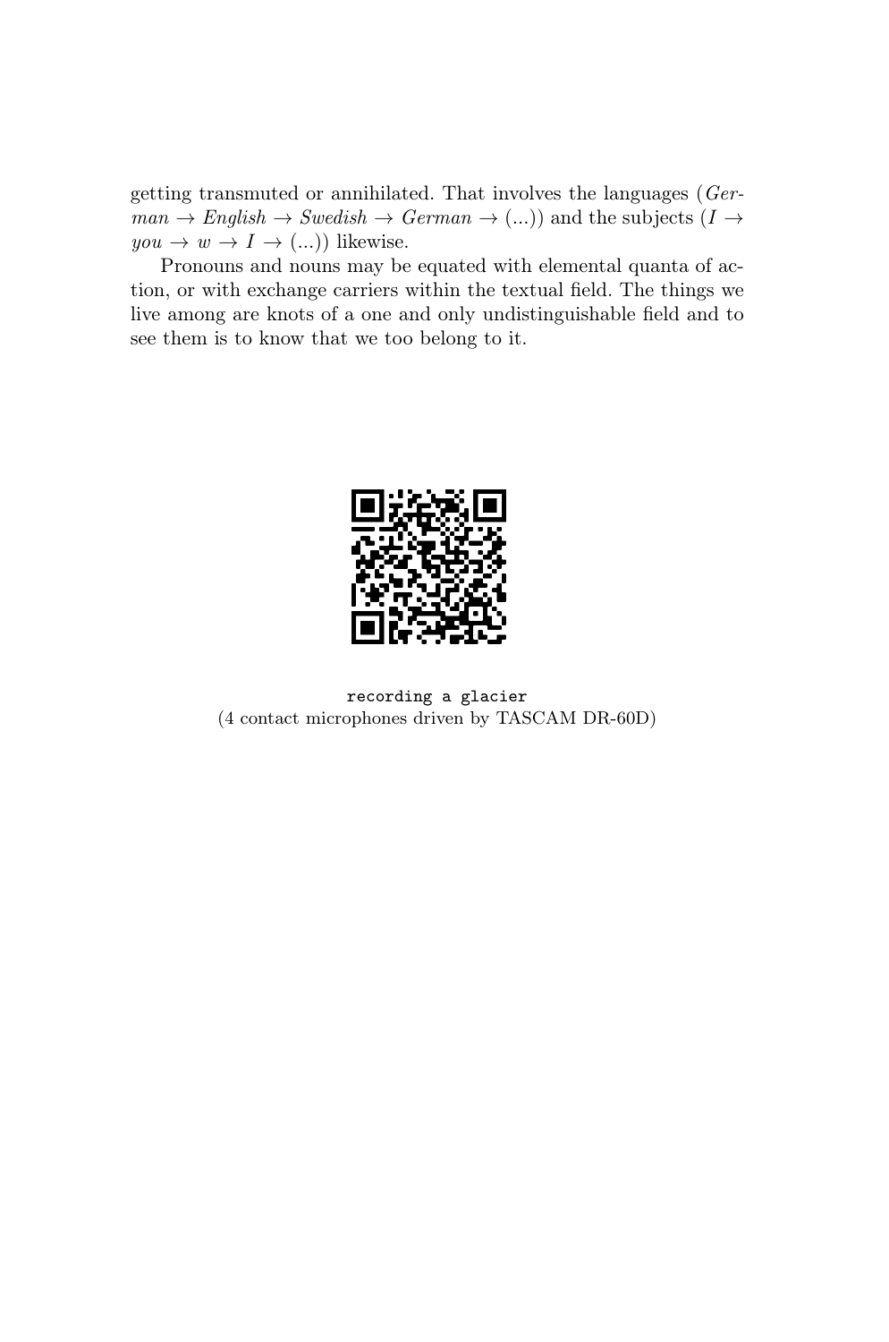getting transmuted or annihilated. That involves the languages (*German* → *English* → *Swedish* → *German* → (...)) and the subjects (*I* → *you* → *w* → *I* → (...)) likewise.

Pronouns and nouns may be equated with elemental quanta of action, or with exchange carriers within the textual field. The things we live among are knots of a one and only undistinguishable field and to see them is to know that we too belong to it.

`recording a glacier`
(4 contact microphones driven by TASCAM DR-60D)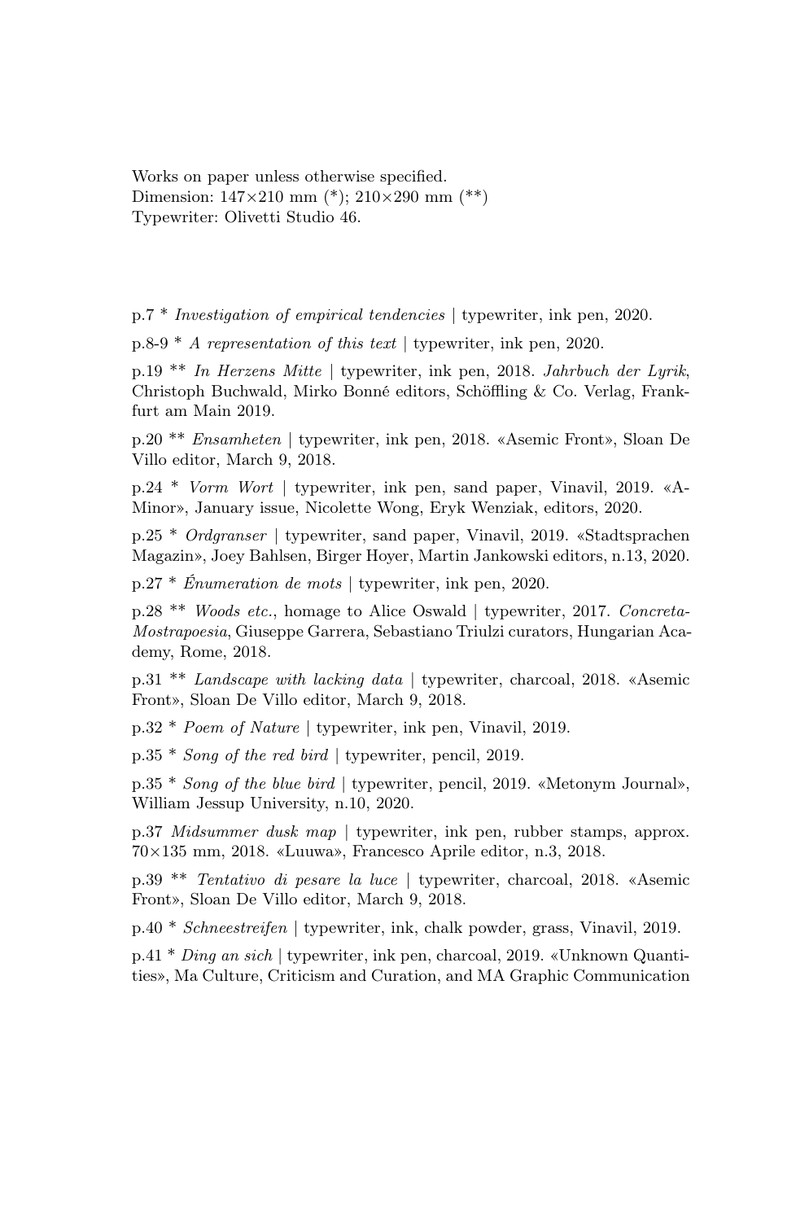Works on paper unless otherwise specified.
Dimension: 147×210 mm (*); 210×290 mm (**)
Typewriter: Olivetti Studio 46.

p.7 * *Investigation of empirical tendencies* | typewriter, ink pen, 2020.

p.8-9 * *A representation of this text* | typewriter, ink pen, 2020.

p.19 ** *In Herzens Mitte* | typewriter, ink pen, 2018. *Jahrbuch der Lyrik*, Christoph Buchwald, Mirko Bonné editors, Schöffling & Co. Verlag, Frankfurt am Main 2019.

p.20 ** *Ensamheten* | typewriter, ink pen, 2018. «Asemic Front», Sloan De Villo editor, March 9, 2018.

p.24 * *Vorm Wort* | typewriter, ink pen, sand paper, Vinavil, 2019. «A-Minor», January issue, Nicolette Wong, Eryk Wenziak, editors, 2020.

p.25 * *Ordgranser* | typewriter, sand paper, Vinavil, 2019. «Stadtsprachen Magazin», Joey Bahlsen, Birger Hoyer, Martin Jankowski editors, n.13, 2020.

p.27 * *Énumeration de mots* | typewriter, ink pen, 2020.

p.28 ** *Woods etc.*, homage to Alice Oswald | typewriter, 2017. *Concreta-Mostrapoesia*, Giuseppe Garrera, Sebastiano Triulzi curators, Hungarian Academy, Rome, 2018.

p.31 ** *Landscape with lacking data* | typewriter, charcoal, 2018. «Asemic Front», Sloan De Villo editor, March 9, 2018.

p.32 * *Poem of Nature* | typewriter, ink pen, Vinavil, 2019.

p.35 * *Song of the red bird* | typewriter, pencil, 2019.

p.35 * *Song of the blue bird* | typewriter, pencil, 2019. «Metonym Journal», William Jessup University, n.10, 2020.

p.37 *Midsummer dusk map* | typewriter, ink pen, rubber stamps, approx. 70×135 mm, 2018. «Luuwa», Francesco Aprile editor, n.3, 2018.

p.39 ** *Tentativo di pesare la luce* | typewriter, charcoal, 2018. «Asemic Front», Sloan De Villo editor, March 9, 2018.

p.40 * *Schneestreifen* | typewriter, ink, chalk powder, grass, Vinavil, 2019.

p.41 * *Ding an sich* | typewriter, ink pen, charcoal, 2019. «Unknown Quantities», Ma Culture, Criticism and Curation, and MA Graphic Communication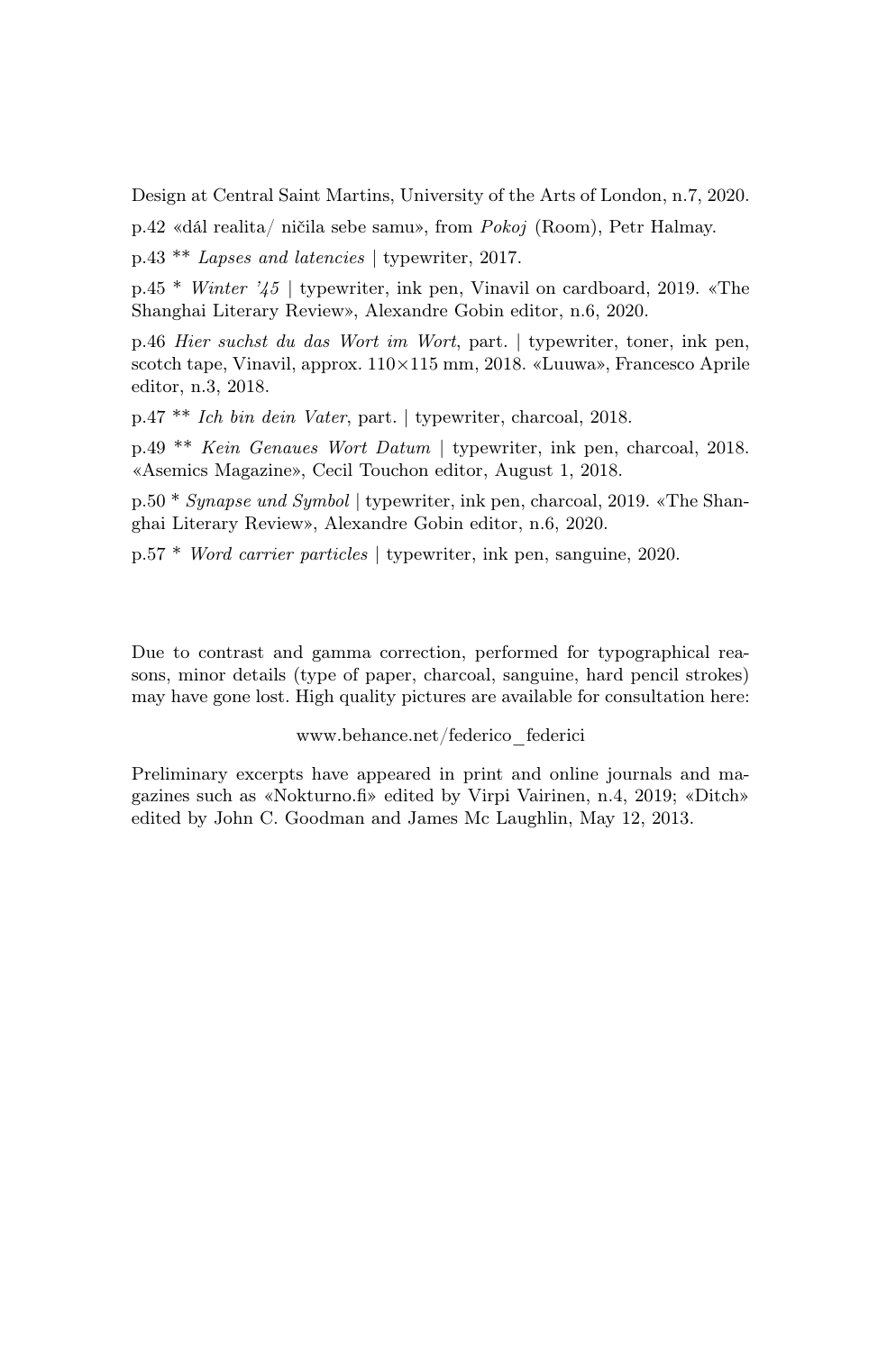Design at Central Saint Martins, University of the Arts of London, n.7, 2020.

p.42 «dál realita/ ničila sebe samu», from *Pokoj* (Room), Petr Halmay.

p.43 ** *Lapses and latencies* | typewriter, 2017.

p.45 * *Winter '45* | typewriter, ink pen, Vinavil on cardboard, 2019. «The Shanghai Literary Review», Alexandre Gobin editor, n.6, 2020.

p.46 *Hier suchst du das Wort im Wort*, part. | typewriter, toner, ink pen, scotch tape, Vinavil, approx. 110×115 mm, 2018. «Luuwa», Francesco Aprile editor, n.3, 2018.

p.47 ** *Ich bin dein Vater*, part. | typewriter, charcoal, 2018.

p.49 ** *Kein Genaues Wort Datum* | typewriter, ink pen, charcoal, 2018. «Asemics Magazine», Cecil Touchon editor, August 1, 2018.

p.50 * *Synapse und Symbol* | typewriter, ink pen, charcoal, 2019. «The Shanghai Literary Review», Alexandre Gobin editor, n.6, 2020.

p.57 * *Word carrier particles* | typewriter, ink pen, sanguine, 2020.

Due to contrast and gamma correction, performed for typographical reasons, minor details (type of paper, charcoal, sanguine, hard pencil strokes) may have gone lost. High quality pictures are available for consultation here:

www.behance.net/federico_federici

Preliminary excerpts have appeared in print and online journals and magazines such as «Nokturno.fi» edited by Virpi Vairinen, n.4, 2019; «Ditch» edited by John C. Goodman and James Mc Laughlin, May 12, 2013.